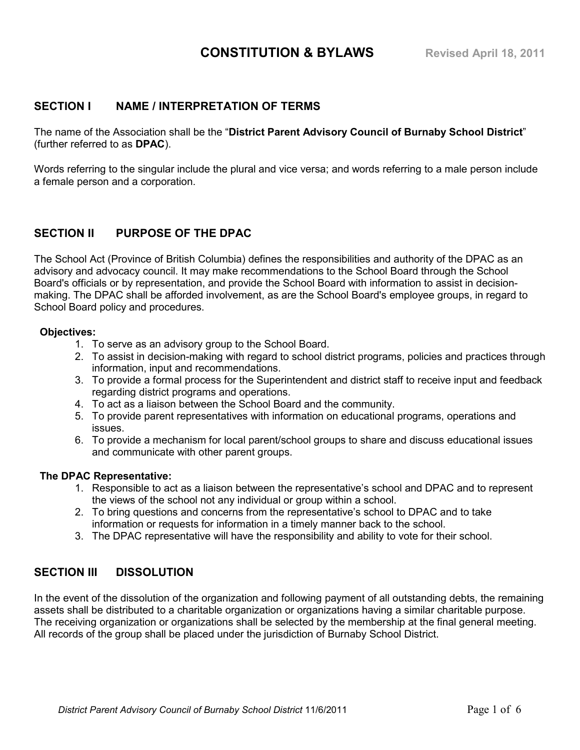# CONSTITUTION & BYLAWS

**Revised April 18, 2011**

## SECTION I NAME / INTERPRETATION OF TERMS

The name of the Association shall be the "**District Parent Advisory Council of Burnaby School District**" (further referred to as **DPAC**).

Words referring to the singular include the plural and vice versa; and words referring to a male person include a female person and a corporation.

## SECTION II PURPOSE OF THE DPAC

The School Act (Province of British Columbia) defines the responsibilities and authority of the DPAC as an advisory and advocacy council. It may make recommendations to the School Board through the School Board's officials or by representation, and provide the School Board with information to assist in decision-making. The DPAC shall be afforded involvement, as are the School Board's employee groups, in regard to School Board policy and procedures.

**Objectives:**

1. To serve as an advisory group to the School Board.
2. To assist in decision-making with regard to school district programs, policies and practices through information, input and recommendations.
3. To provide a formal process for the Superintendent and district staff to receive input and feedback regarding district programs and operations.
4. To act as a liaison between the School Board and the community.
5. To provide parent representatives with information on educational programs, operations and issues.
6. To provide a mechanism for local parent/school groups to share and discuss educational issues and communicate with other parent groups.

**The DPAC Representative:**

1. Responsible to act as a liaison between the representative's school and DPAC and to represent the views of the school not any individual or group within a school.
2. To bring questions and concerns from the representative's school to DPAC and to take information or requests for information in a timely manner back to the school.
3. The DPAC representative will have the responsibility and ability to vote for their school.

## SECTION III DISSOLUTION

In the event of the dissolution of the organization and following payment of all outstanding debts, the remaining assets shall be distributed to a charitable organization or organizations having a similar charitable purpose. The receiving organization or organizations shall be selected by the membership at the final general meeting. All records of the group shall be placed under the jurisdiction of Burnaby School District.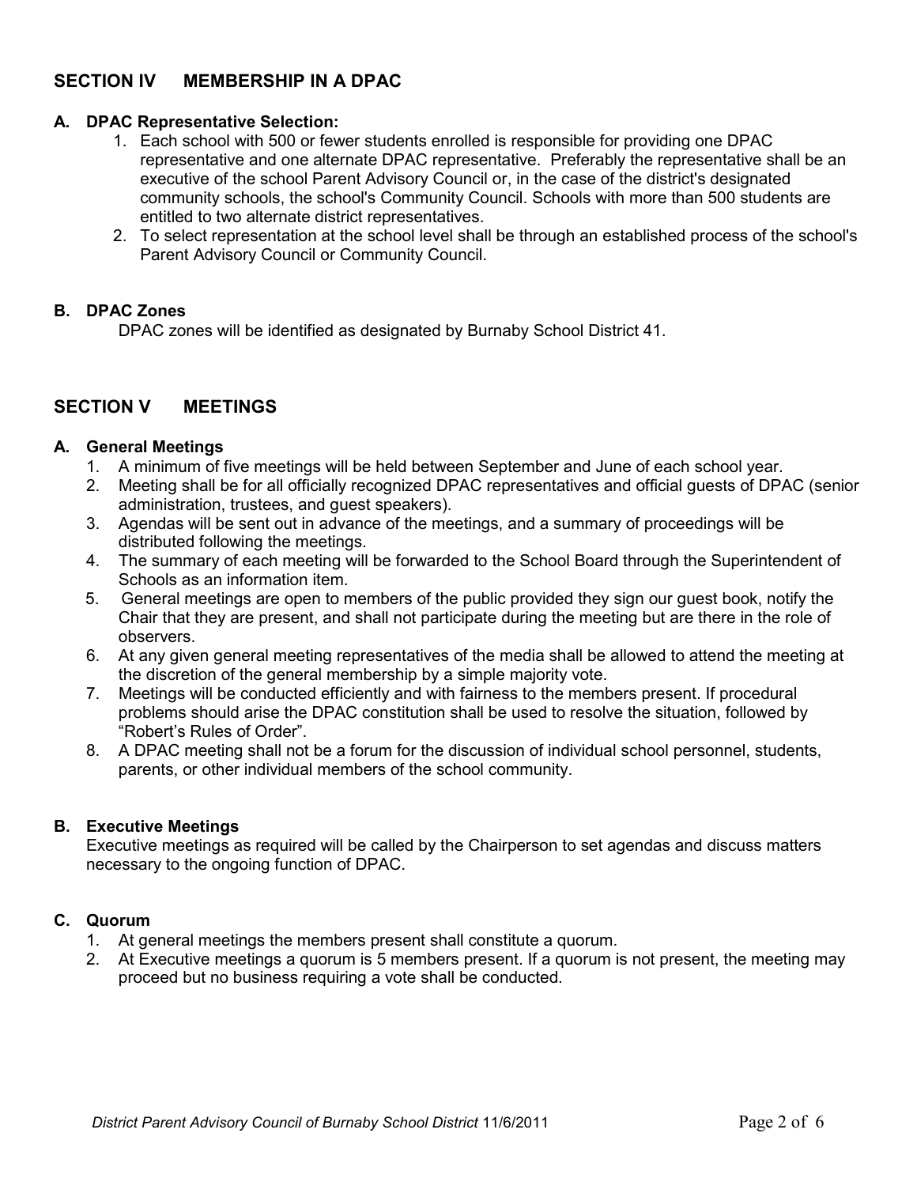## SECTION IV MEMBERSHIP IN A DPAC

### A. DPAC Representative Selection:

1. Each school with 500 or fewer students enrolled is responsible for providing one DPAC representative and one alternate DPAC representative. Preferably the representative shall be an executive of the school Parent Advisory Council or, in the case of the district's designated community schools, the school's Community Council. Schools with more than 500 students are entitled to two alternate district representatives.
2. To select representation at the school level shall be through an established process of the school's Parent Advisory Council or Community Council.

### B. DPAC Zones

DPAC zones will be identified as designated by Burnaby School District 41.

## SECTION V MEETINGS

### A. General Meetings

1. A minimum of five meetings will be held between September and June of each school year.
2. Meeting shall be for all officially recognized DPAC representatives and official guests of DPAC (senior administration, trustees, and guest speakers).
3. Agendas will be sent out in advance of the meetings, and a summary of proceedings will be distributed following the meetings.
4. The summary of each meeting will be forwarded to the School Board through the Superintendent of Schools as an information item.
5. General meetings are open to members of the public provided they sign our guest book, notify the Chair that they are present, and shall not participate during the meeting but are there in the role of observers.
6. At any given general meeting representatives of the media shall be allowed to attend the meeting at the discretion of the general membership by a simple majority vote.
7. Meetings will be conducted efficiently and with fairness to the members present. If procedural problems should arise the DPAC constitution shall be used to resolve the situation, followed by "Robert's Rules of Order".
8. A DPAC meeting shall not be a forum for the discussion of individual school personnel, students, parents, or other individual members of the school community.

### B. Executive Meetings

Executive meetings as required will be called by the Chairperson to set agendas and discuss matters necessary to the ongoing function of DPAC.

### C. Quorum

1. At general meetings the members present shall constitute a quorum.
2. At Executive meetings a quorum is 5 members present. If a quorum is not present, the meeting may proceed but no business requiring a vote shall be conducted.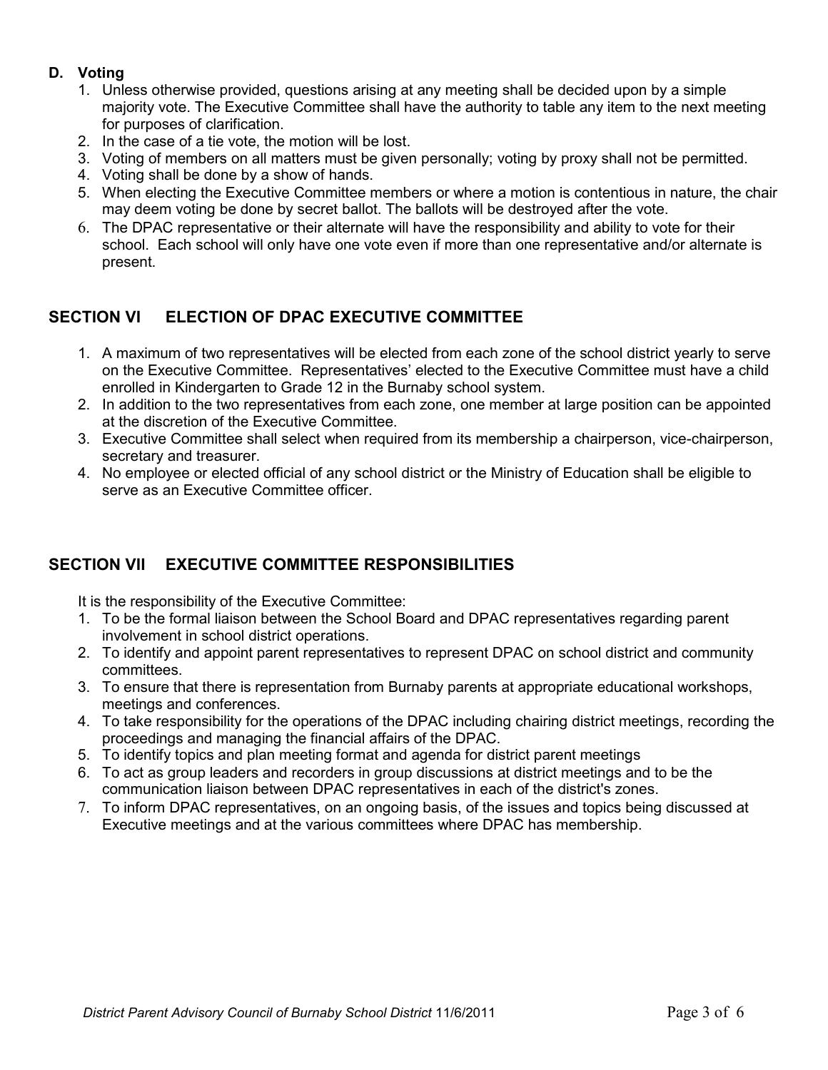### D. Voting

1. Unless otherwise provided, questions arising at any meeting shall be decided upon by a simple majority vote. The Executive Committee shall have the authority to table any item to the next meeting for purposes of clarification.
2. In the case of a tie vote, the motion will be lost.
3. Voting of members on all matters must be given personally; voting by proxy shall not be permitted.
4. Voting shall be done by a show of hands.
5. When electing the Executive Committee members or where a motion is contentious in nature, the chair may deem voting be done by secret ballot. The ballots will be destroyed after the vote.
6. The DPAC representative or their alternate will have the responsibility and ability to vote for their school. Each school will only have one vote even if more than one representative and/or alternate is present.

## SECTION VI ELECTION OF DPAC EXECUTIVE COMMITTEE

1. A maximum of two representatives will be elected from each zone of the school district yearly to serve on the Executive Committee. Representatives' elected to the Executive Committee must have a child enrolled in Kindergarten to Grade 12 in the Burnaby school system.
2. In addition to the two representatives from each zone, one member at large position can be appointed at the discretion of the Executive Committee.
3. Executive Committee shall select when required from its membership a chairperson, vice-chairperson, secretary and treasurer.
4. No employee or elected official of any school district or the Ministry of Education shall be eligible to serve as an Executive Committee officer.

## SECTION VII EXECUTIVE COMMITTEE RESPONSIBILITIES

It is the responsibility of the Executive Committee:

1. To be the formal liaison between the School Board and DPAC representatives regarding parent involvement in school district operations.
2. To identify and appoint parent representatives to represent DPAC on school district and community committees.
3. To ensure that there is representation from Burnaby parents at appropriate educational workshops, meetings and conferences.
4. To take responsibility for the operations of the DPAC including chairing district meetings, recording the proceedings and managing the financial affairs of the DPAC.
5. To identify topics and plan meeting format and agenda for district parent meetings
6. To act as group leaders and recorders in group discussions at district meetings and to be the communication liaison between DPAC representatives in each of the district's zones.
7. To inform DPAC representatives, on an ongoing basis, of the issues and topics being discussed at Executive meetings and at the various committees where DPAC has membership.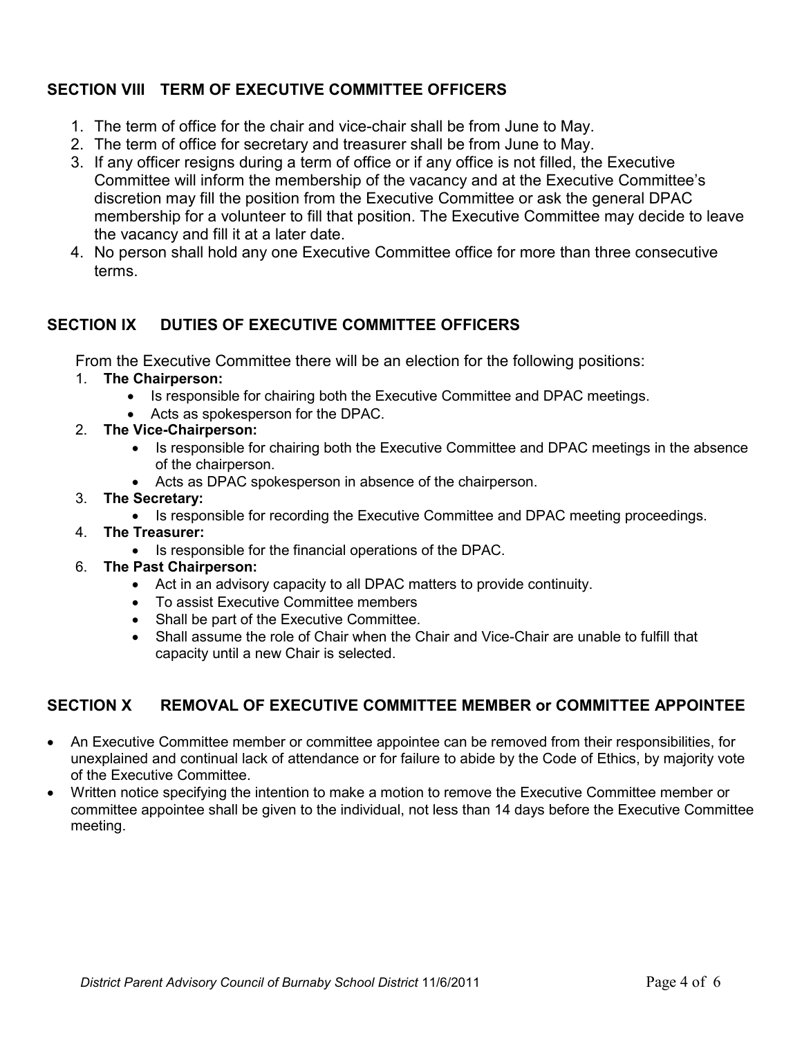## SECTION VIII TERM OF EXECUTIVE COMMITTEE OFFICERS

1. The term of office for the chair and vice-chair shall be from June to May.
2. The term of office for secretary and treasurer shall be from June to May.
3. If any officer resigns during a term of office or if any office is not filled, the Executive Committee will inform the membership of the vacancy and at the Executive Committee's discretion may fill the position from the Executive Committee or ask the general DPAC membership for a volunteer to fill that position. The Executive Committee may decide to leave the vacancy and fill it at a later date.
4. No person shall hold any one Executive Committee office for more than three consecutive terms.

## SECTION IX DUTIES OF EXECUTIVE COMMITTEE OFFICERS

From the Executive Committee there will be an election for the following positions:

1. **The Chairperson:**
   - Is responsible for chairing both the Executive Committee and DPAC meetings.
   - Acts as spokesperson for the DPAC.
2. **The Vice-Chairperson:**
   - Is responsible for chairing both the Executive Committee and DPAC meetings in the absence of the chairperson.
   - Acts as DPAC spokesperson in absence of the chairperson.
3. **The Secretary:**
   - Is responsible for recording the Executive Committee and DPAC meeting proceedings.
4. **The Treasurer:**
   - Is responsible for the financial operations of the DPAC.

6. **The Past Chairperson:**
   - Act in an advisory capacity to all DPAC matters to provide continuity.
   - To assist Executive Committee members
   - Shall be part of the Executive Committee.
   - Shall assume the role of Chair when the Chair and Vice-Chair are unable to fulfill that capacity until a new Chair is selected.

## SECTION X REMOVAL OF EXECUTIVE COMMITTEE MEMBER or COMMITTEE APPOINTEE

- An Executive Committee member or committee appointee can be removed from their responsibilities, for unexplained and continual lack of attendance or for failure to abide by the Code of Ethics, by majority vote of the Executive Committee.
- Written notice specifying the intention to make a motion to remove the Executive Committee member or committee appointee shall be given to the individual, not less than 14 days before the Executive Committee meeting.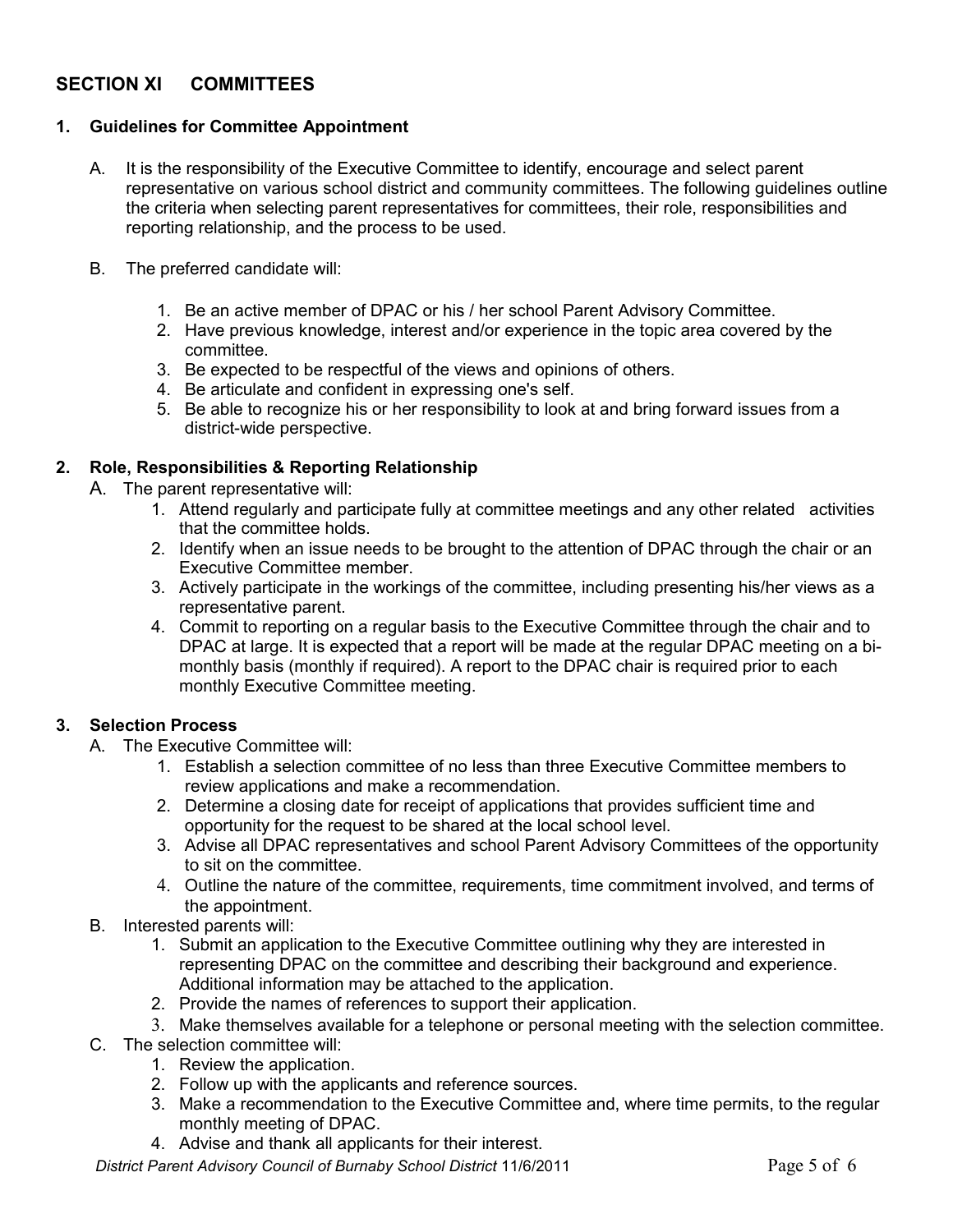## SECTION XI COMMITTEES

### 1. Guidelines for Committee Appointment

A. It is the responsibility of the Executive Committee to identify, encourage and select parent representative on various school district and community committees. The following guidelines outline the criteria when selecting parent representatives for committees, their role, responsibilities and reporting relationship, and the process to be used.

B. The preferred candidate will:

1. Be an active member of DPAC or his / her school Parent Advisory Committee.
2. Have previous knowledge, interest and/or experience in the topic area covered by the committee.
3. Be expected to be respectful of the views and opinions of others.
4. Be articulate and confident in expressing one's self.
5. Be able to recognize his or her responsibility to look at and bring forward issues from a district-wide perspective.

### 2. Role, Responsibilities & Reporting Relationship

A. The parent representative will:

1. Attend regularly and participate fully at committee meetings and any other related activities that the committee holds.
2. Identify when an issue needs to be brought to the attention of DPAC through the chair or an Executive Committee member.
3. Actively participate in the workings of the committee, including presenting his/her views as a representative parent.
4. Commit to reporting on a regular basis to the Executive Committee through the chair and to DPAC at large. It is expected that a report will be made at the regular DPAC meeting on a bi-monthly basis (monthly if required). A report to the DPAC chair is required prior to each monthly Executive Committee meeting.

### 3. Selection Process

A. The Executive Committee will:

1. Establish a selection committee of no less than three Executive Committee members to review applications and make a recommendation.
2. Determine a closing date for receipt of applications that provides sufficient time and opportunity for the request to be shared at the local school level.
3. Advise all DPAC representatives and school Parent Advisory Committees of the opportunity to sit on the committee.
4. Outline the nature of the committee, requirements, time commitment involved, and terms of the appointment.

B. Interested parents will:

1. Submit an application to the Executive Committee outlining why they are interested in representing DPAC on the committee and describing their background and experience. Additional information may be attached to the application.
2. Provide the names of references to support their application.
3. Make themselves available for a telephone or personal meeting with the selection committee.

C. The selection committee will:

1. Review the application.
2. Follow up with the applicants and reference sources.
3. Make a recommendation to the Executive Committee and, where time permits, to the regular monthly meeting of DPAC.
4. Advise and thank all applicants for their interest.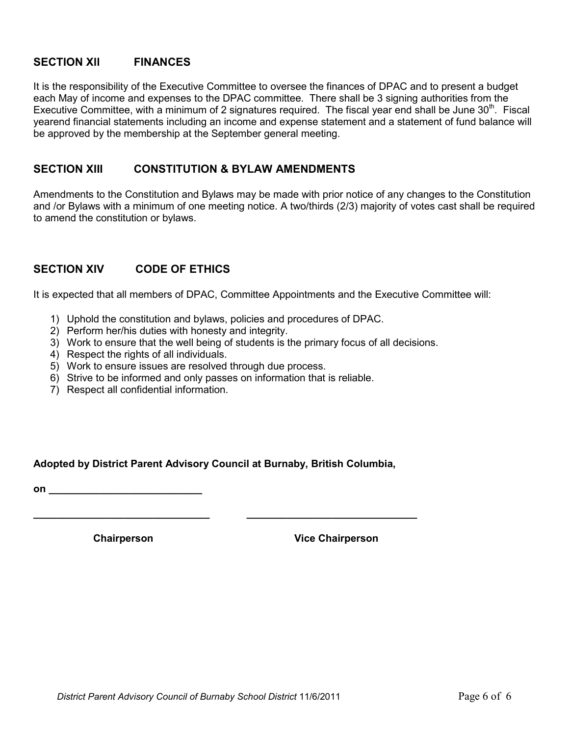## SECTION XII FINANCES

It is the responsibility of the Executive Committee to oversee the finances of DPAC and to present a budget each May of income and expenses to the DPAC committee. There shall be 3 signing authorities from the Executive Committee, with a minimum of 2 signatures required. The fiscal year end shall be June 30th. Fiscal yearend financial statements including an income and expense statement and a statement of fund balance will be approved by the membership at the September general meeting.

## SECTION XIII CONSTITUTION & BYLAW AMENDMENTS

Amendments to the Constitution and Bylaws may be made with prior notice of any changes to the Constitution and /or Bylaws with a minimum of one meeting notice. A two/thirds (2/3) majority of votes cast shall be required to amend the constitution or bylaws.

## SECTION XIV CODE OF ETHICS

It is expected that all members of DPAC, Committee Appointments and the Executive Committee will:

1) Uphold the constitution and bylaws, policies and procedures of DPAC.
2) Perform her/his duties with honesty and integrity.
3) Work to ensure that the well being of students is the primary focus of all decisions.
4) Respect the rights of all individuals.
5) Work to ensure issues are resolved through due process.
6) Strive to be informed and only passes on information that is reliable.
7) Respect all confidential information.

**Adopted by District Parent Advisory Council at Burnaby, British Columbia,**

**on ___________________________**

_______________________________ _______________________________

**Chairperson** **Vice Chairperson**